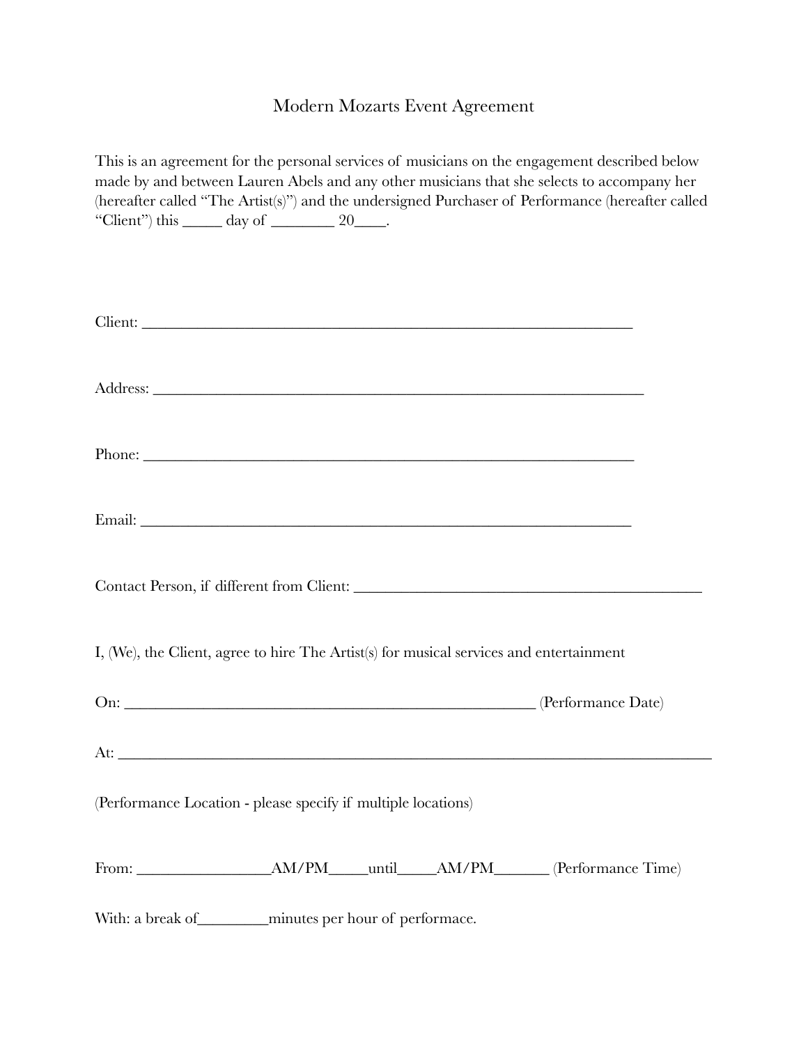# Modern Mozarts Event Agreement

This is an agreement for the personal services of musicians on the engagement described below made by and between Lauren Abels and any other musicians that she selects to accompany her (hereafter called "The Artist(s)") and the undersigned Purchaser of Performance (hereafter called "Client") this _____ day of ________ 20____.

Client: ________________________________________________________________

Address: ________________________________________________________________

Phone: ________________________________________________________________

Email: ________________________________________________________________

Contact Person, if different from Client: _____________________________________________

I, (We), the Client, agree to hire The Artist(s) for musical services and entertainment

On: ____________________________________________________ (Performance Date)

At: ______________________________________________________________________________

(Performance Location - please specify if multiple locations)

From: _________________AM/PM_____until_____AM/PM_______ (Performance Time)

With: a break of_________minutes per hour of performace.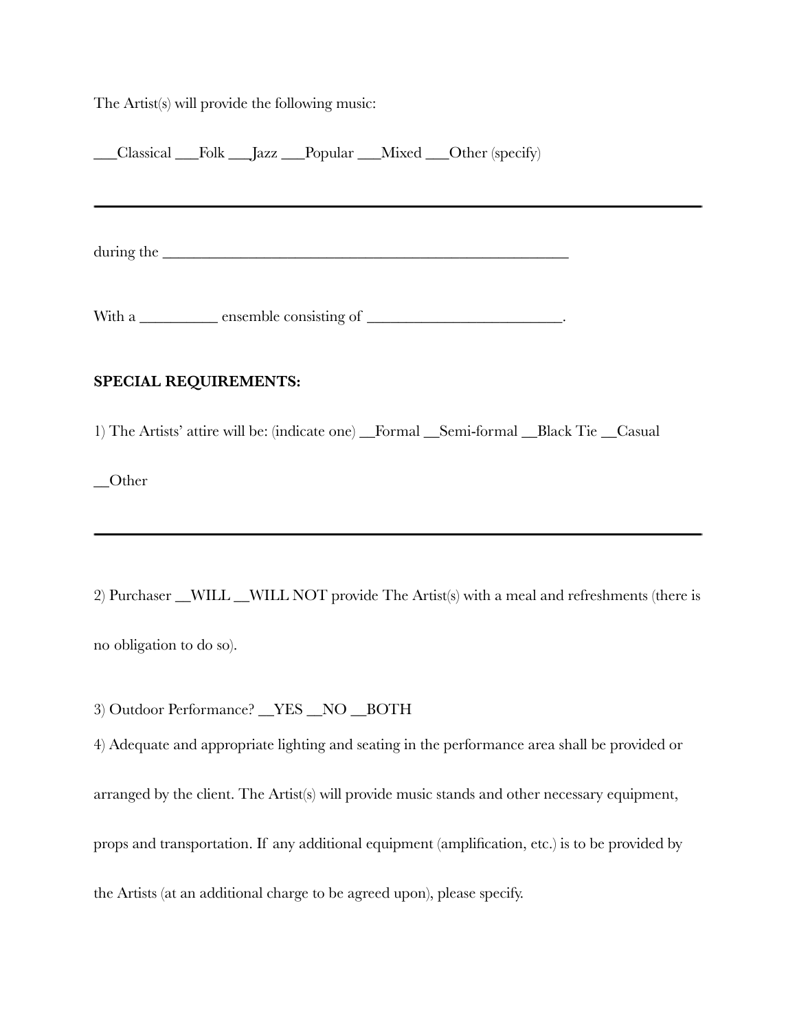The Artist(s) will provide the following music:

___Classical ___Folk ___Jazz ___Popular ___Mixed ___Other (specify)

---

during the ______________________________________________________

With a __________ ensemble consisting of _________________________.

**SPECIAL REQUIREMENTS:**

1) The Artists' attire will be: (indicate one) __Formal __Semi-formal __Black Tie __Casual

__Other

---

2) Purchaser __WILL __WILL NOT provide The Artist(s) with a meal and refreshments (there is no obligation to do so).

3) Outdoor Performance? __YES __NO __BOTH

4) Adequate and appropriate lighting and seating in the performance area shall be provided or arranged by the client. The Artist(s) will provide music stands and other necessary equipment, props and transportation. If any additional equipment (amplification, etc.) is to be provided by the Artists (at an additional charge to be agreed upon), please specify.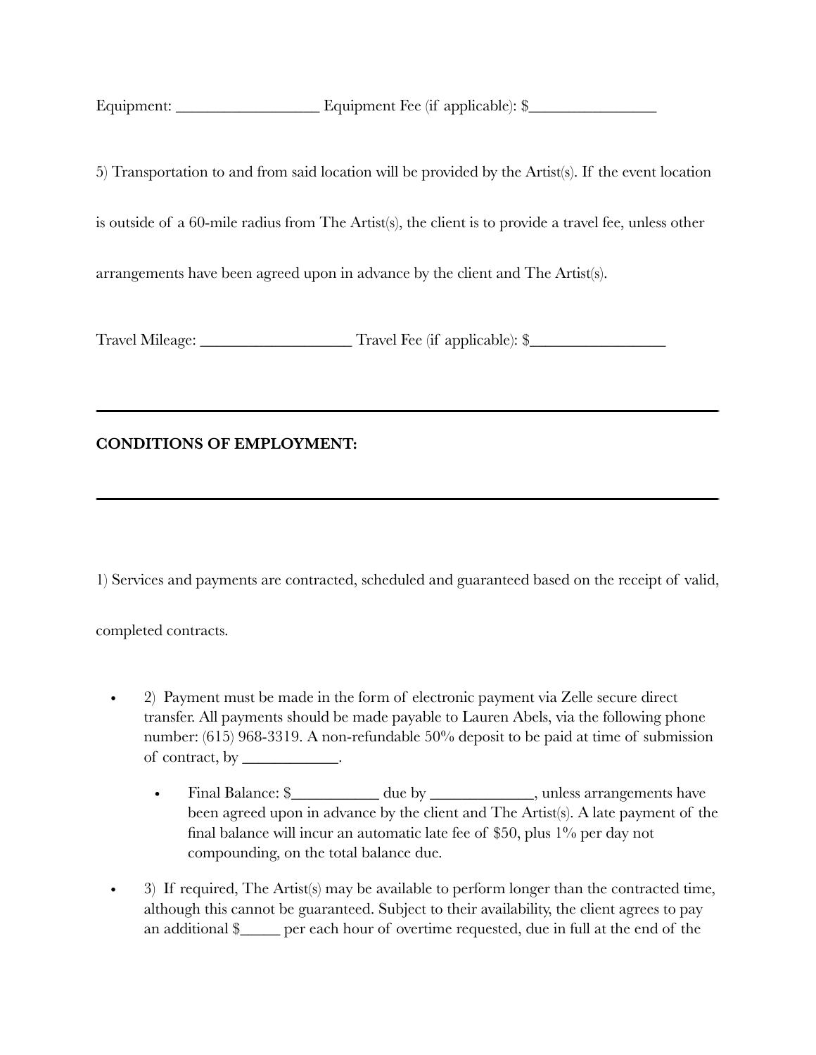Equipment: __________________ Equipment Fee (if applicable): $________________

5) Transportation to and from said location will be provided by the Artist(s). If the event location is outside of a 60-mile radius from The Artist(s), the client is to provide a travel fee, unless other arrangements have been agreed upon in advance by the client and The Artist(s).

Travel Mileage: ___________________ Travel Fee (if applicable): $_________________

---

**CONDITIONS OF EMPLOYMENT:**

---

1) Services and payments are contracted, scheduled and guaranteed based on the receipt of valid, completed contracts.

- 2) Payment must be made in the form of electronic payment via Zelle secure direct transfer. All payments should be made payable to Lauren Abels, via the following phone number: (615) 968-3319. A non-refundable 50% deposit to be paid at time of submission of contract, by ____________.
  - Final Balance: $___________ due by _____________, unless arrangements have been agreed upon in advance by the client and The Artist(s). A late payment of the final balance will incur an automatic late fee of $50, plus 1% per day not compounding, on the total balance due.
- 3) If required, The Artist(s) may be available to perform longer than the contracted time, although this cannot be guaranteed. Subject to their availability, the client agrees to pay an additional $_____ per each hour of overtime requested, due in full at the end of the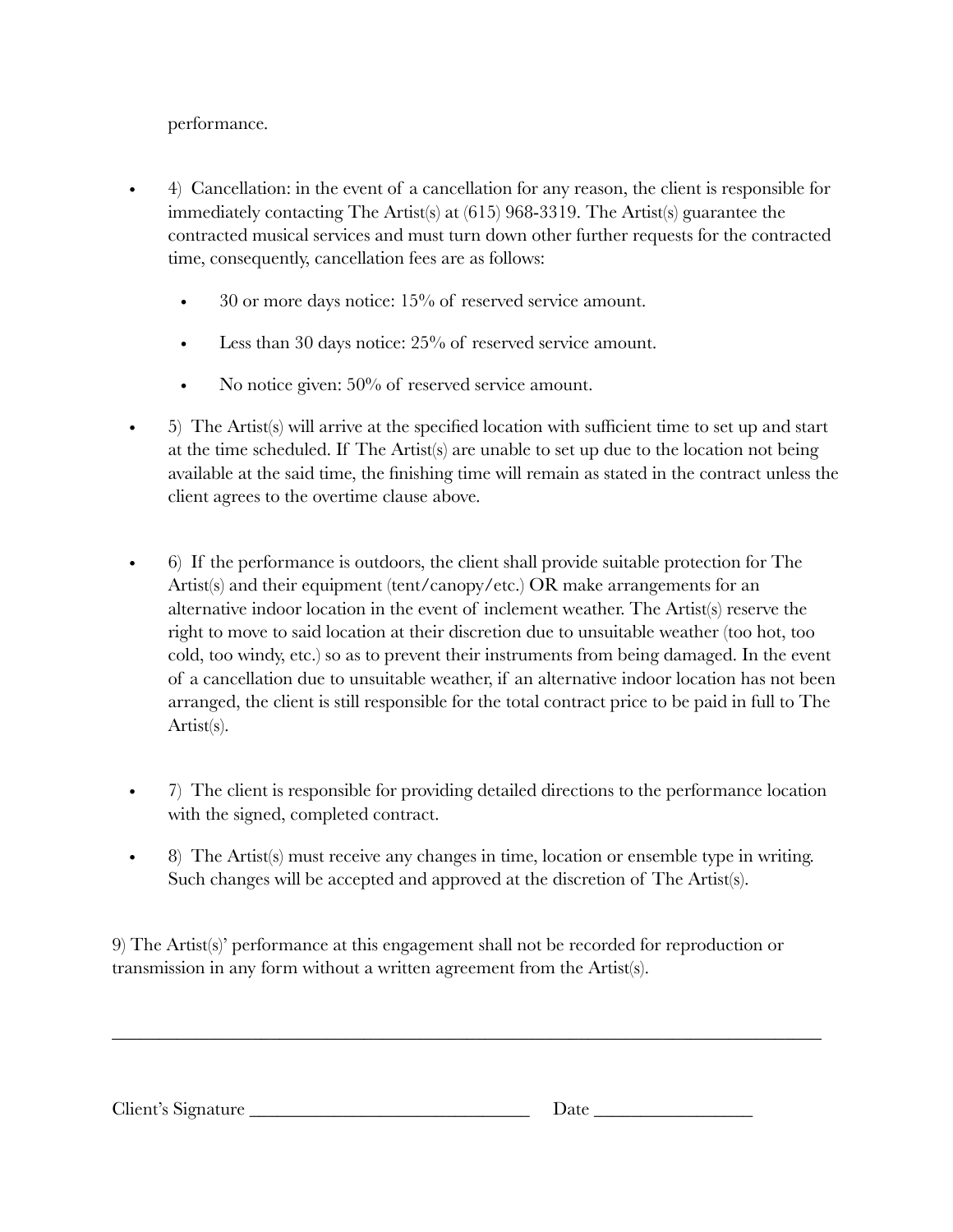performance.

- 4) Cancellation: in the event of a cancellation for any reason, the client is responsible for immediately contacting The Artist(s) at (615) 968-3319. The Artist(s) guarantee the contracted musical services and must turn down other further requests for the contracted time, consequently, cancellation fees are as follows:
  - 30 or more days notice: 15% of reserved service amount.
  - Less than 30 days notice: 25% of reserved service amount.
  - No notice given: 50% of reserved service amount.
- 5) The Artist(s) will arrive at the specified location with sufficient time to set up and start at the time scheduled. If The Artist(s) are unable to set up due to the location not being available at the said time, the finishing time will remain as stated in the contract unless the client agrees to the overtime clause above.
- 6) If the performance is outdoors, the client shall provide suitable protection for The Artist(s) and their equipment (tent/canopy/etc.) OR make arrangements for an alternative indoor location in the event of inclement weather. The Artist(s) reserve the right to move to said location at their discretion due to unsuitable weather (too hot, too cold, too windy, etc.) so as to prevent their instruments from being damaged. In the event of a cancellation due to unsuitable weather, if an alternative indoor location has not been arranged, the client is still responsible for the total contract price to be paid in full to The Artist(s).
- 7) The client is responsible for providing detailed directions to the performance location with the signed, completed contract.
- 8) The Artist(s) must receive any changes in time, location or ensemble type in writing. Such changes will be accepted and approved at the discretion of The Artist(s).

9) The Artist(s)' performance at this engagement shall not be recorded for reproduction or transmission in any form without a written agreement from the Artist(s).

---

Client's Signature _______________________________ Date _________________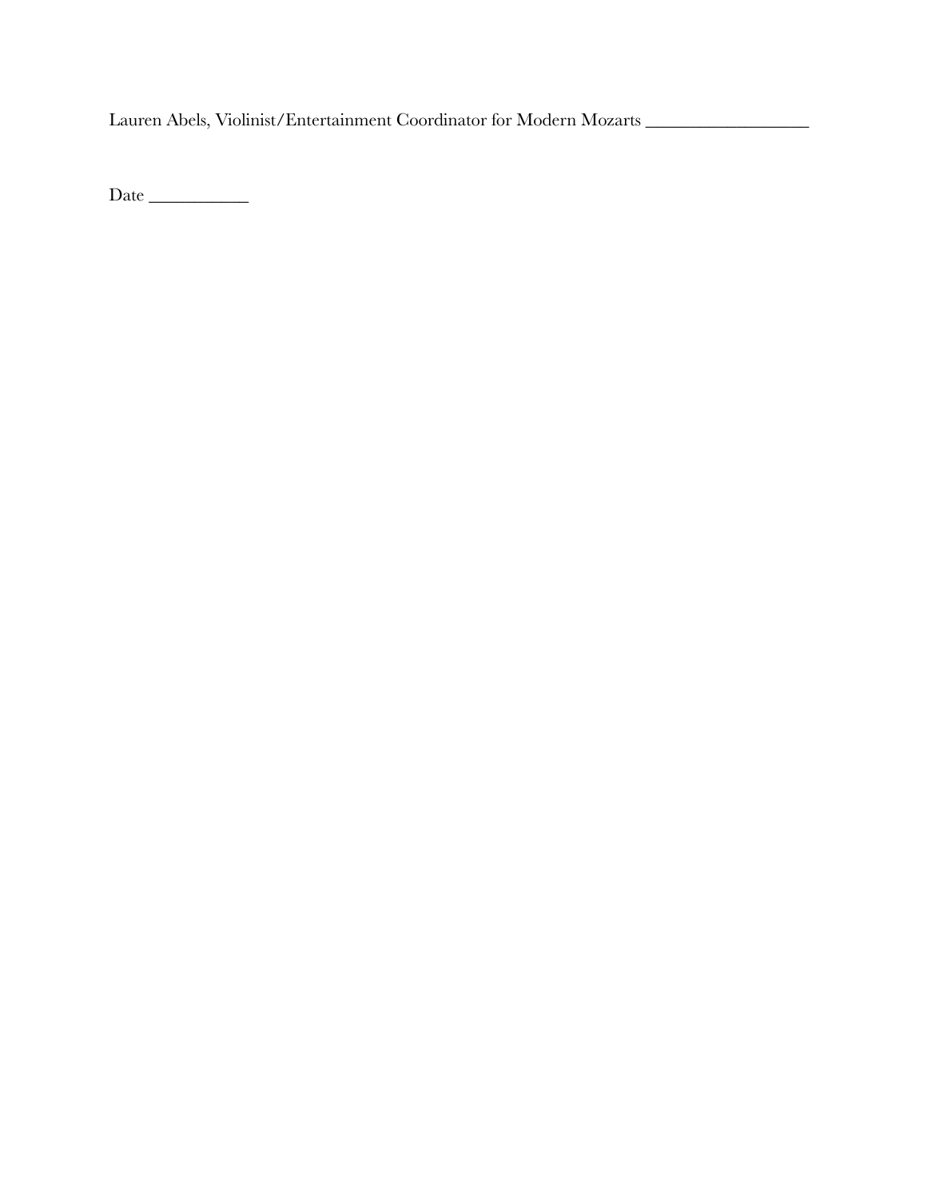Lauren Abels, Violinist/Entertainment Coordinator for Modern Mozarts ___________________

Date ___________